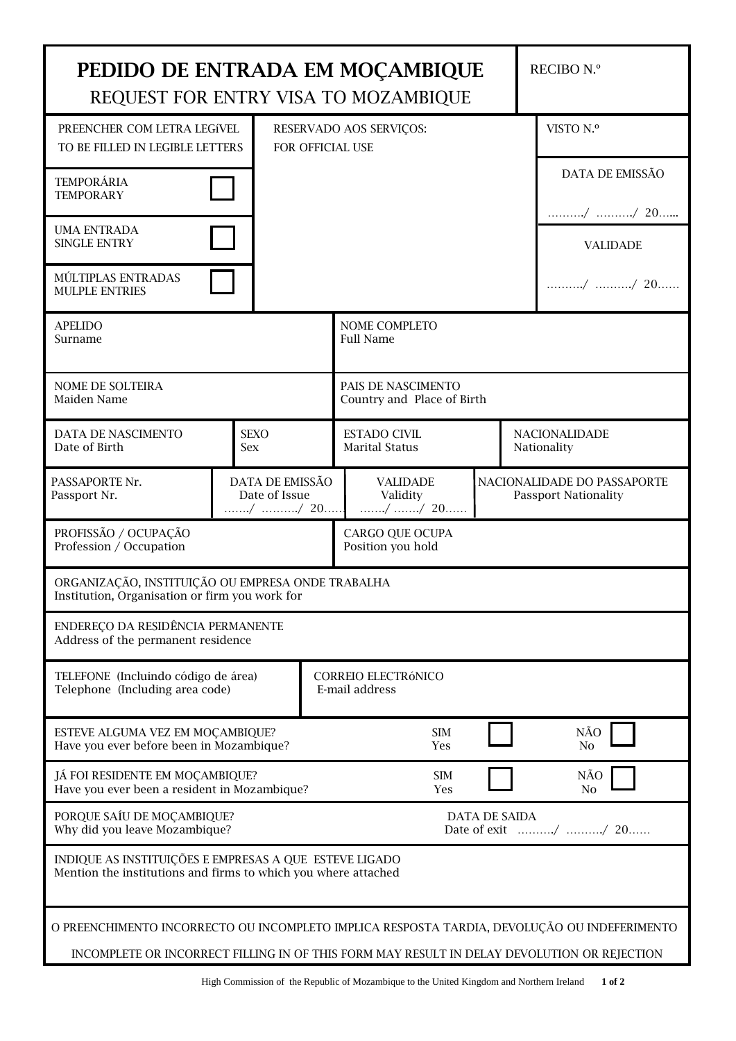# PEDIDO DE ENTRADA EM MOÇAMBIQUE
## REQUEST FOR ENTRY VISA TO MOZAMBIQUE

RECIBO N.º

| PREENCHER COM LETRA LEGíVEL<br>TO BE FILLED IN LEGIBLE LETTERS | RESERVADO AOS SERVIÇOS:<br>FOR OFFICIAL USE | VISTO N.º |
|---|---|---|
| TEMPORÁRIA<br>TEMPORARY ☐ | | DATA DE EMISSÃO<br>………./ ………./ 20…... |
| UMA ENTRADA<br>SINGLE ENTRY ☐ | | VALIDADE |
| MÚLTIPLAS ENTRADAS<br>MULPLE ENTRIES ☐ | | ………./ ………./ 20…… |

| APELIDO<br>Surname | NOME COMPLETO<br>Full Name |
|---|---|
| NOME DE SOLTEIRA<br>Maiden Name | PAIS DE NASCIMENTO<br>Country and Place of Birth |

| DATA DE NASCIMENTO<br>Date of Birth | SEXO<br>Sex | ESTADO CIVIL<br>Marital Status | NACIONALIDADE<br>Nationality |
|---|---|---|---|

| PASSAPORTE Nr.<br>Passport Nr. | DATA DE EMISSÃO<br>Date of Issue<br>……./ ………./ 20…… | VALIDADE<br>Validity<br>……./ ……./ 20…… | NACIONALIDADE DO PASSAPORTE<br>Passport Nationality |
|---|---|---|---|

| PROFISSÃO / OCUPAÇÃO<br>Profession / Occupation | CARGO QUE OCUPA<br>Position you hold |
|---|---|

ORGANIZAÇÃO, INSTITUIÇÃO OU EMPRESA ONDE TRABALHA
Institution, Organisation or firm you work for

ENDEREÇO DA RESIDÊNCIA PERMANENTE
Address of the permanent residence

| TELEFONE (Incluindo código de área)<br>Telephone (Including area code) | CORREIO ELECTRóNICO<br>E-mail address |
|---|---|

| | | |
|---|---|---|
| ESTEVE ALGUMA VEZ EM MOÇAMBIQUE?<br>Have you ever before been in Mozambique? | SIM<br>Yes ☐ | NÃO<br>No ☐ |
| JÁ FOI RESIDENTE EM MOÇAMBIQUE?<br>Have you ever been a resident in Mozambique? | SIM<br>Yes ☐ | NÃO<br>No ☐ |

PORQUE SAÍU DE MOÇAMBIQUE?
Why did you leave Mozambique?

DATA DE SAIDA
Date of exit ………./ ………./ 20……

INDIQUE AS INSTITUIÇÕES E EMPRESAS A QUE ESTEVE LIGADO
Mention the institutions and firms to which you where attached

O PREENCHIMENTO INCORRECTO OU INCOMPLETO IMPLICA RESPOSTA TARDIA, DEVOLUÇÃO OU INDEFERIMENTO

INCOMPLETE OR INCORRECT FILLING IN OF THIS FORM MAY RESULT IN DELAY DEVOLUTION OR REJECTION

High Commission of the Republic of Mozambique to the United Kingdom and Northern Ireland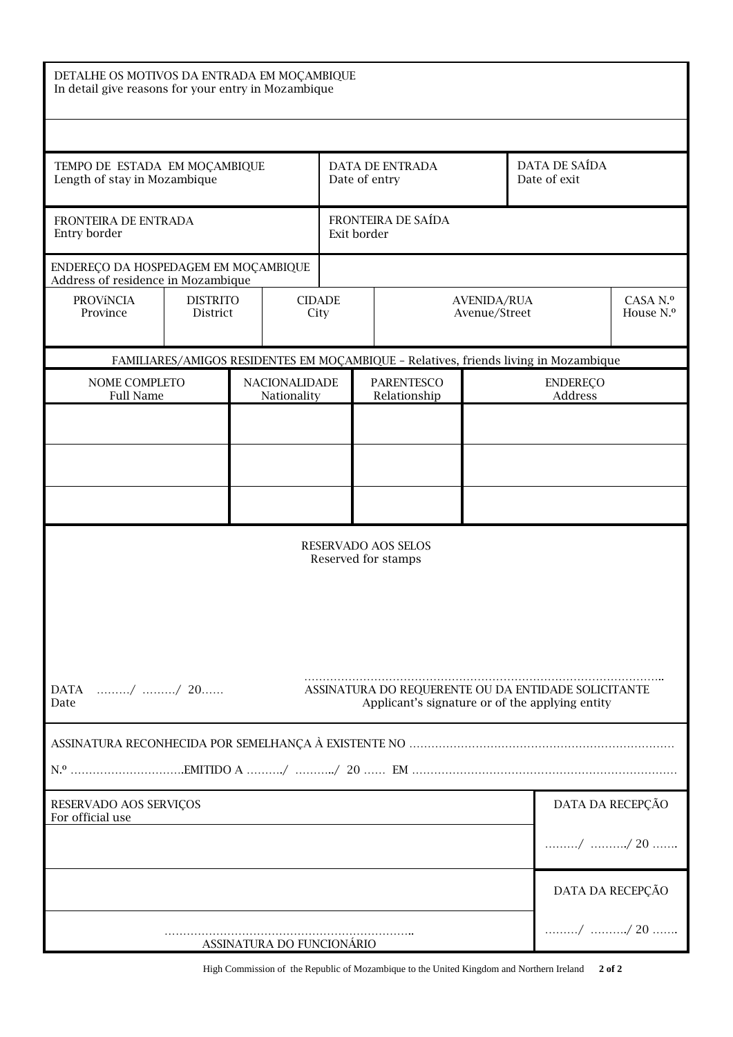| DETALHE OS MOTIVOS DA ENTRADA EM MOÇAMBIQUE<br>In detail give reasons for your entry in Mozambique |
| --- |
| |

| TEMPO DE ESTADA EM MOÇAMBIQUE<br>Length of stay in Mozambique | DATA DE ENTRADA<br>Date of entry | DATA DE SAÍDA<br>Date of exit |
| --- | --- | --- |
| FRONTEIRA DE ENTRADA<br>Entry border | FRONTEIRA DE SAÍDA<br>Exit border | |

| ENDEREÇO DA HOSPEDAGEM EM MOÇAMBIQUE<br>Address of residence in Mozambique | | | | |
| --- | --- | --- | --- | --- |
| PROVíNCIA<br>Province | DISTRITO<br>District | CIDADE<br>City | AVENIDA/RUA<br>Avenue/Street | CASA N.º<br>House N.º |
| | | | | |

FAMILIARES/AMIGOS RESIDENTES EM MOÇAMBIQUE – Relatives, friends living in Mozambique

| NOME COMPLETO<br>Full Name | NACIONALIDADE<br>Nationality | PARENTESCO<br>Relationship | ENDEREÇO<br>Address |
| --- | --- | --- | --- |
| | | | |
| | | | |
| | | | |

RESERVADO AOS SELOS
Reserved for stamps

DATA ………/ ………/ 20……
Date

……………………………………………………………………………………..
ASSINATURA DO REQUERENTE OU DA ENTIDADE SOLICITANTE
Applicant's signature or of the applying entity

ASSINATURA RECONHECIDA POR SEMELHANÇA À EXISTENTE NO ………………………………………………………………

N.º ………………………….EMITIDO A ………./ ………../ 20 …… EM ………………………………………………………………

| RESERVADO AOS SERVIÇOS<br>For official use | DATA DA RECEPÇÃO |
| --- | --- |
| | ………/ ………./ 20 ……. |
| | DATA DA RECEPÇÃO |
| …………………………………………………………..<br>ASSINATURA DO FUNCIONÁRIO | ………/ ………./ 20 ……. |

High Commission of the Republic of Mozambique to the United Kingdom and Northern Ireland